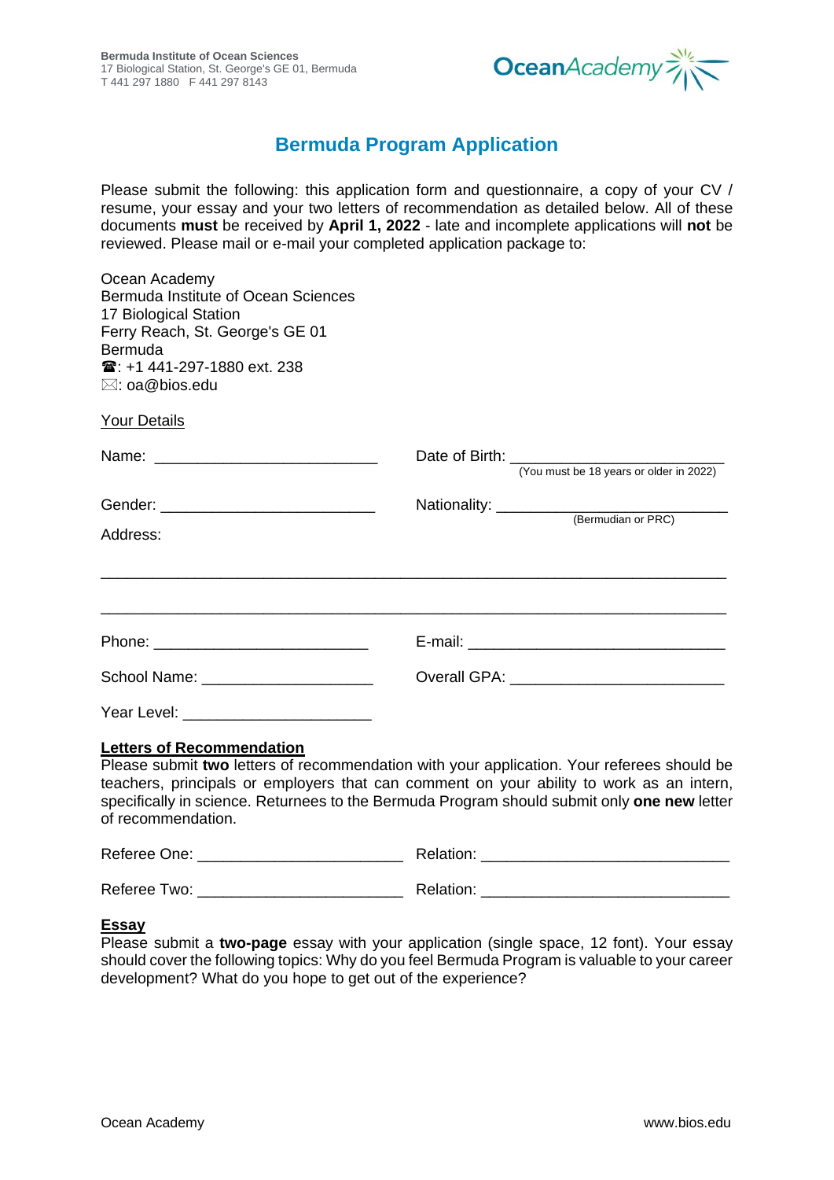Bermuda Institute of Ocean Sciences
17 Biological Station, St. George's GE 01, Bermuda
T 441 297 1880 F 441 297 8143

OceanAcademy

# Bermuda Program Application

Please submit the following: this application form and questionnaire, a copy of your CV / resume, your essay and your two letters of recommendation as detailed below. All of these documents **must** be received by **April 1, 2022** - late and incomplete applications will **not** be reviewed. Please mail or e-mail your completed application package to:

Ocean Academy
Bermuda Institute of Ocean Sciences
17 Biological Station
Ferry Reach, St. George's GE 01
Bermuda
☎: +1 441-297-1880 ext. 238
✉: oa@bios.edu

Your Details

Name: ___________________________ Date of Birth: ___________________________
(You must be 18 years or older in 2022)

Gender: _________________________ Nationality: ____________________________
(Bermudian or PRC)

Address:

_____________________________________________________________________________

_____________________________________________________________________________

Phone: _________________________ E-mail: ______________________________

School Name: ____________________ Overall GPA: _________________________

Year Level: ______________________

**Letters of Recommendation**

Please submit **two** letters of recommendation with your application. Your referees should be teachers, principals or employers that can comment on your ability to work as an intern, specifically in science. Returnees to the Bermuda Program should submit only **one new** letter of recommendation.

Referee One: _______________________ Relation: ____________________________

Referee Two: _______________________ Relation: ____________________________

**Essay**

Please submit a **two-page** essay with your application (single space, 12 font). Your essay should cover the following topics: Why do you feel Bermuda Program is valuable to your career development? What do you hope to get out of the experience?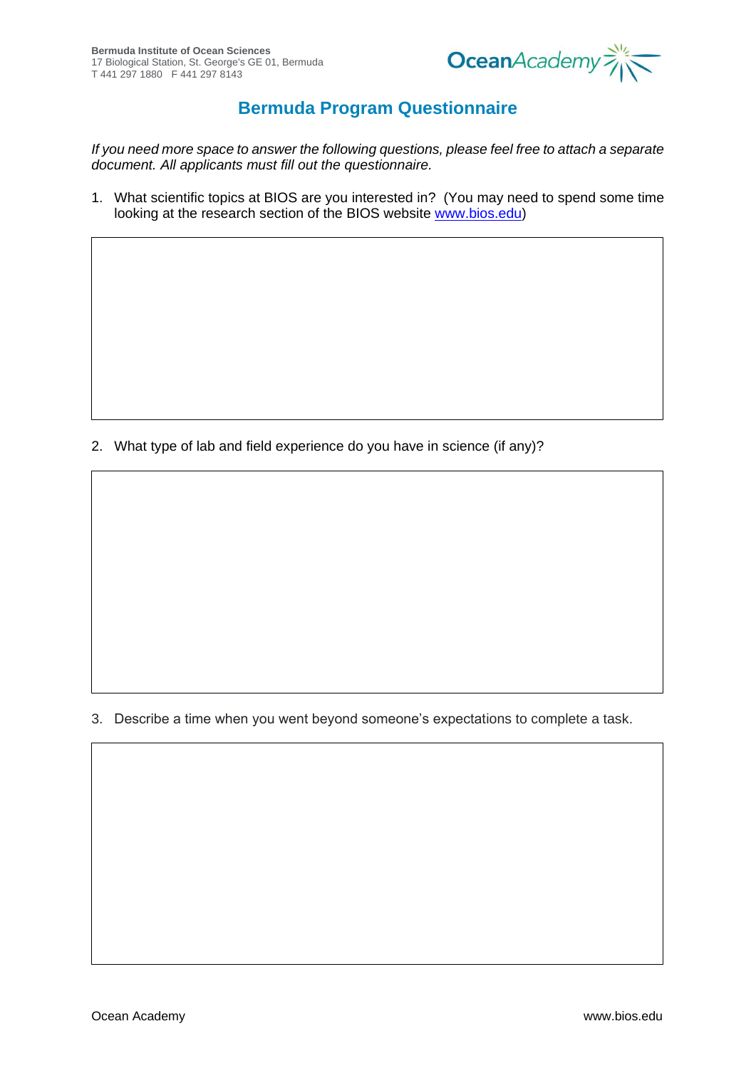Bermuda Institute of Ocean Sciences
17 Biological Station, St. George's GE 01, Bermuda
T 441 297 1880 F 441 297 8143

OceanAcademy

# Bermuda Program Questionnaire

*If you need more space to answer the following questions, please feel free to attach a separate document. All applicants must fill out the questionnaire.*

1. What scientific topics at BIOS are you interested in? (You may need to spend some time looking at the research section of the BIOS website www.bios.edu)

2. What type of lab and field experience do you have in science (if any)?

3. Describe a time when you went beyond someone's expectations to complete a task.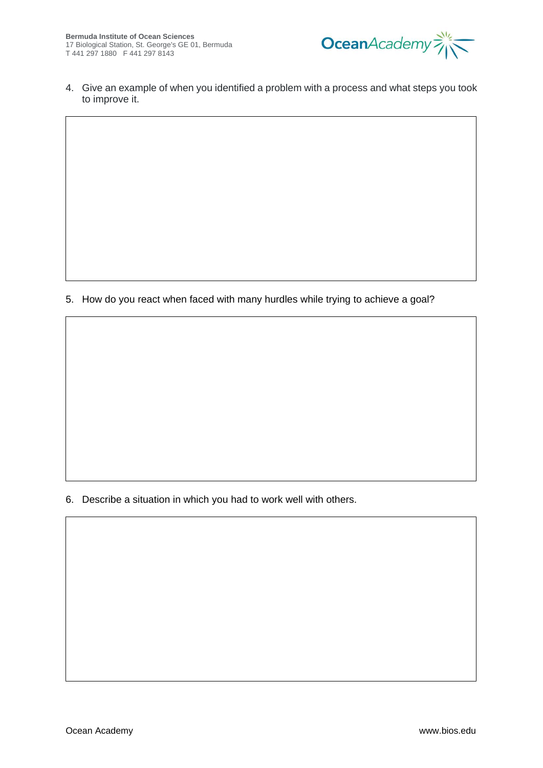4. Give an example of when you identified a problem with a process and what steps you took to improve it.

5. How do you react when faced with many hurdles while trying to achieve a goal?

6. Describe a situation in which you had to work well with others.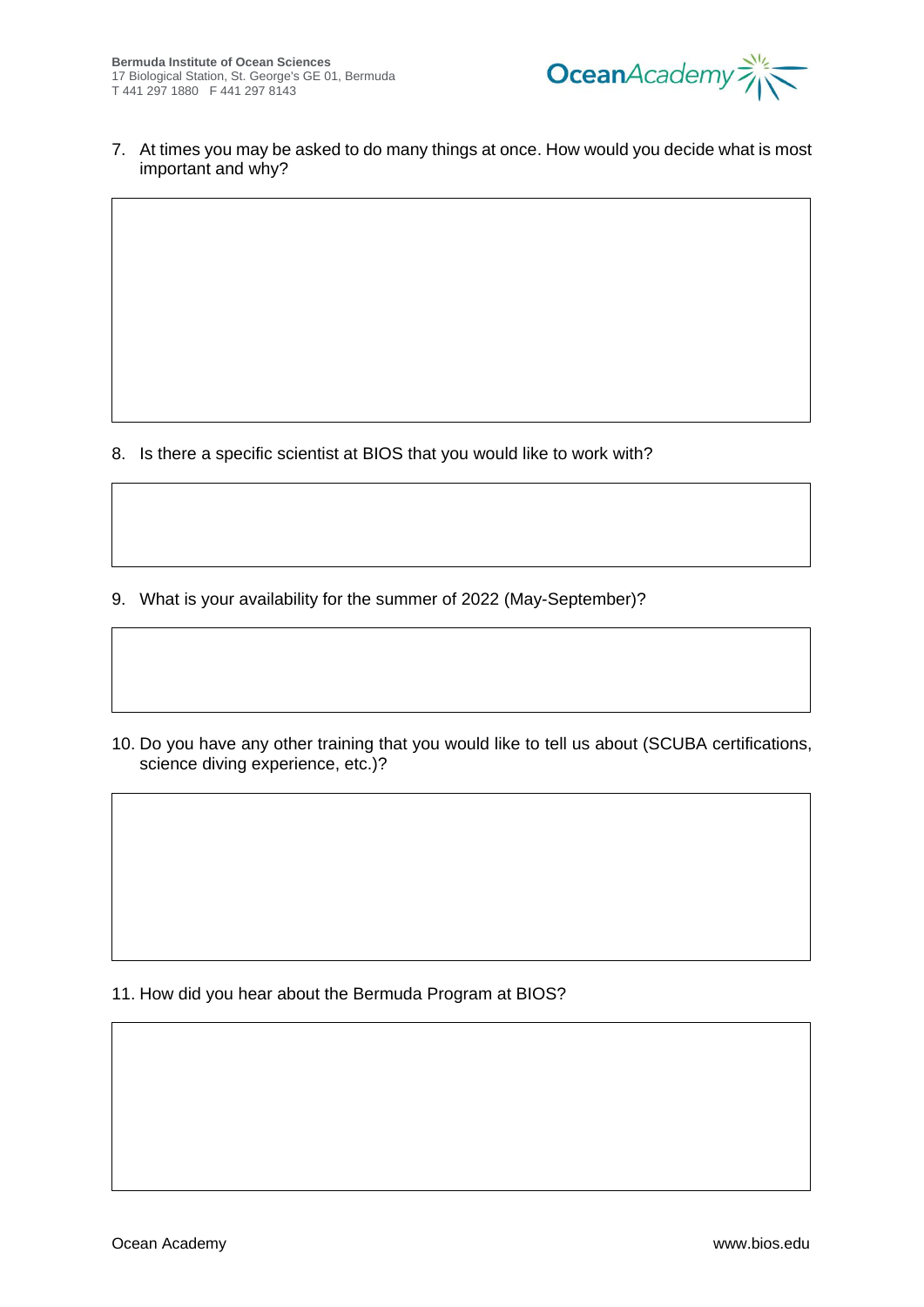7. At times you may be asked to do many things at once. How would you decide what is most important and why?

8. Is there a specific scientist at BIOS that you would like to work with?

9. What is your availability for the summer of 2022 (May-September)?

10. Do you have any other training that you would like to tell us about (SCUBA certifications, science diving experience, etc.)?

11. How did you hear about the Bermuda Program at BIOS?